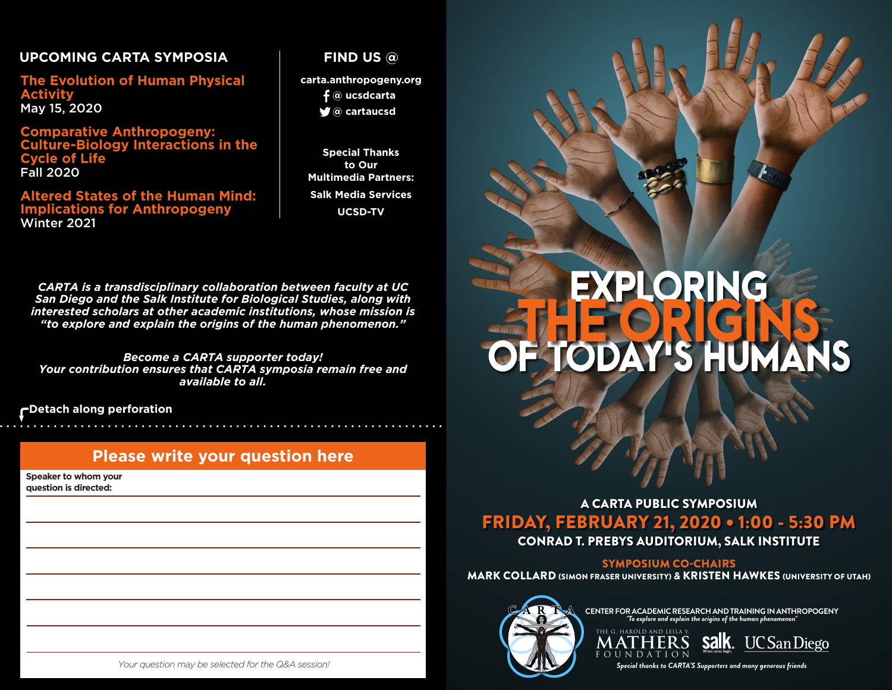## UPCOMING CARTA SYMPOSIA

**The Evolution of Human Physical Activity**
May 15, 2020

**Comparative Anthropogeny: Culture-Biology Interactions in the Cycle of Life**
Fall 2020

**Altered States of the Human Mind: Implications for Anthropogeny**
Winter 2021

## FIND US @

carta.anthropogeny.org
@ ucsdcarta
@ cartaucsd

**Special Thanks to Our Multimedia Partners:**

**Salk Media Services**

**UCSD-TV**

*CARTA is a transdisciplinary collaboration between faculty at UC San Diego and the Salk Institute for Biological Studies, along with interested scholars at other academic institutions, whose mission is "to explore and explain the origins of the human phenomenon."*

*Become a CARTA supporter today!*
*Your contribution ensures that CARTA symposia remain free and available to all.*

Detach along perforation

## Please write your question here

Speaker to whom your question is directed:

*Your question may be selected for the Q&A session!*

# EXPLORING THE ORIGINS OF TODAY'S HUMANS

**A CARTA PUBLIC SYMPOSIUM**

**FRIDAY, FEBRUARY 21, 2020 • 1:00 - 5:30 PM**

**CONRAD T. PREBYS AUDITORIUM, SALK INSTITUTE**

**SYMPOSIUM CO-CHAIRS**

**MARK COLLARD** (SIMON FRASER UNIVERSITY) & **KRISTEN HAWKES** (UNIVERSITY OF UTAH)

CARTA

CENTER FOR ACADEMIC RESEARCH AND TRAINING IN ANTHROPOGENY
*"To explore and explain the origins of the human phenomenon"*

THE G. HAROLD AND LEILA Y. MATHERS FOUNDATION

salk. Where cures begin.

UC San Diego

*Special thanks to CARTA'S Supporters and many generous friends*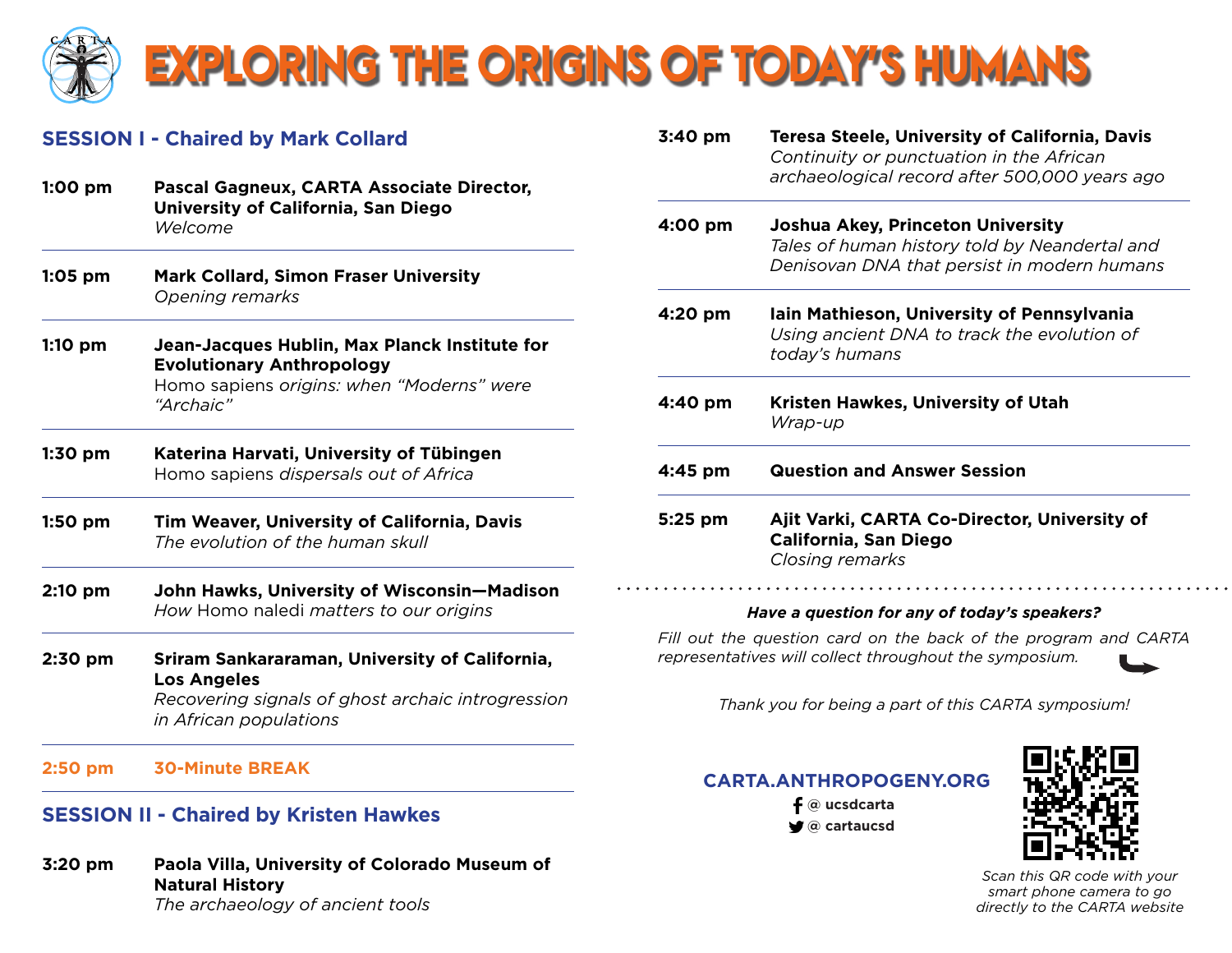# EXPLORING THE ORIGINS OF TODAY'S HUMANS

## SESSION I - Chaired by Mark Collard

**1:00 pm** **Pascal Gagneux, CARTA Associate Director, University of California, San Diego**
*Welcome*

**1:05 pm** **Mark Collard, Simon Fraser University**
*Opening remarks*

**1:10 pm** **Jean-Jacques Hublin, Max Planck Institute for Evolutionary Anthropology**
Homo sapiens *origins: when "Moderns" were "Archaic"*

**1:30 pm** **Katerina Harvati, University of Tübingen**
Homo sapiens *dispersals out of Africa*

**1:50 pm** **Tim Weaver, University of California, Davis**
*The evolution of the human skull*

**2:10 pm** **John Hawks, University of Wisconsin—Madison**
*How* Homo naledi *matters to our origins*

**2:30 pm** **Sriram Sankararaman, University of California, Los Angeles**
*Recovering signals of ghost archaic introgression in African populations*

**2:50 pm** **30-Minute BREAK**

## SESSION II - Chaired by Kristen Hawkes

**3:20 pm** **Paola Villa, University of Colorado Museum of Natural History**
*The archaeology of ancient tools*

**3:40 pm** **Teresa Steele, University of California, Davis**
*Continuity or punctuation in the African archaeological record after 500,000 years ago*

**4:00 pm** **Joshua Akey, Princeton University**
*Tales of human history told by Neandertal and Denisovan DNA that persist in modern humans*

**4:20 pm** **Iain Mathieson, University of Pennsylvania**
*Using ancient DNA to track the evolution of today's humans*

**4:40 pm** **Kristen Hawkes, University of Utah**
*Wrap-up*

**4:45 pm** **Question and Answer Session**

**5:25 pm** **Ajit Varki, CARTA Co-Director, University of California, San Diego**
*Closing remarks*

***Have a question for any of today's speakers?***

*Fill out the question card on the back of the program and CARTA representatives will collect throughout the symposium.*

*Thank you for being a part of this CARTA symposium!*

**CARTA.ANTHROPOGENY.ORG**

**@ ucsdcarta**

**@ cartaucsd**

*Scan this QR code with your smart phone camera to go directly to the CARTA website*